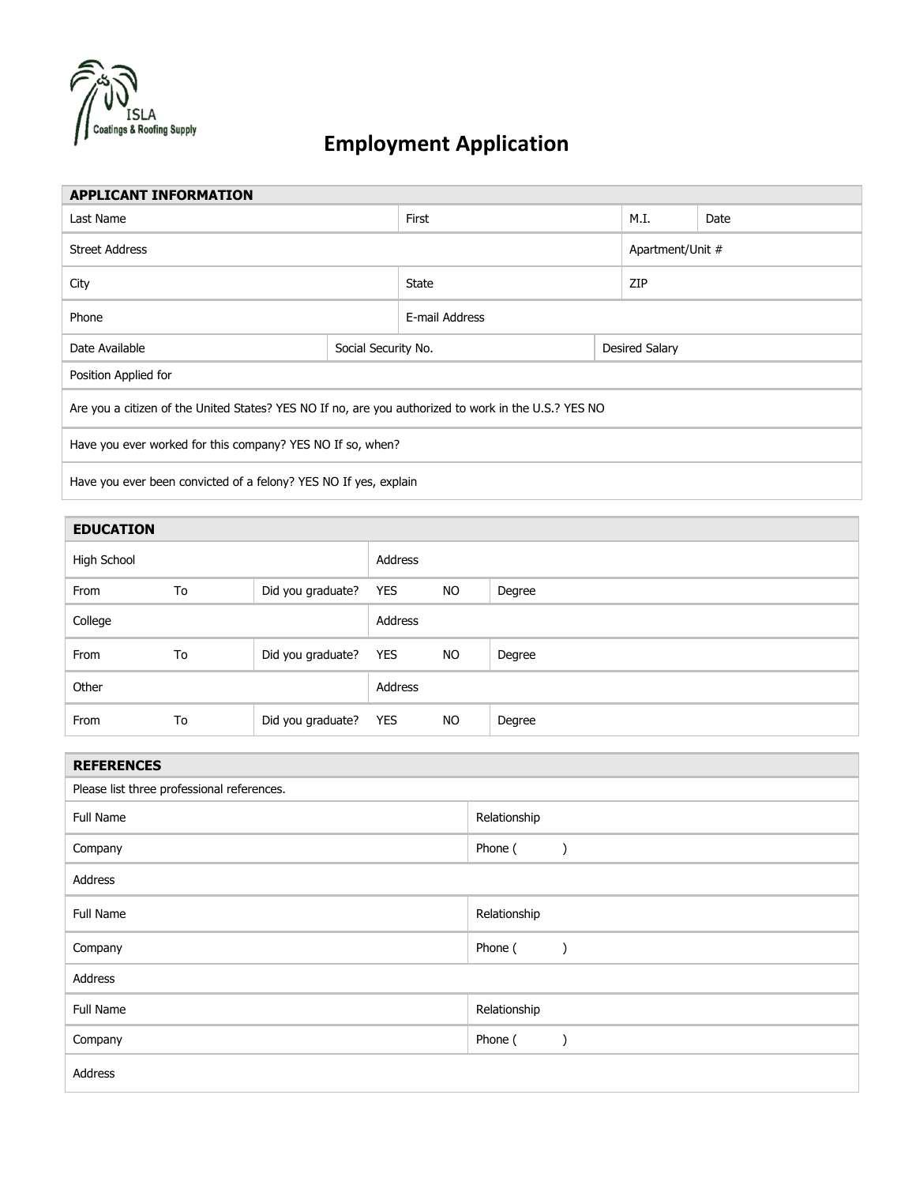ISLA Coatings & Roofing Supply

# Employment Application

## APPLICANT INFORMATION

| Last Name | First | M.I. | Date |
|---|---|---|---|
| Street Address | | Apartment/Unit # | |
| City | State | ZIP | |
| Phone | E-mail Address | | |

| Date Available | Social Security No. | Desired Salary |
|---|---|---|
| Position Applied for | | |

Are you a citizen of the United States? YES NO If no, are you authorized to work in the U.S.? YES NO

Have you ever worked for this company? YES NO If so, when?

Have you ever been convicted of a felony? YES NO If yes, explain

## EDUCATION

| High School | | | Address | | |
|---|---|---|---|---|---|
| From | To | Did you graduate? | YES | NO | Degree |
| College | | | Address | | |
| From | To | Did you graduate? | YES | NO | Degree |
| Other | | | Address | | |
| From | To | Did you graduate? | YES | NO | Degree |

## REFERENCES

Please list three professional references.

| Full Name | Relationship |
|---|---|
| Company | Phone ( ) |
| Address | |
| Full Name | Relationship |
| Company | Phone ( ) |
| Address | |
| Full Name | Relationship |
| Company | Phone ( ) |
| Address | |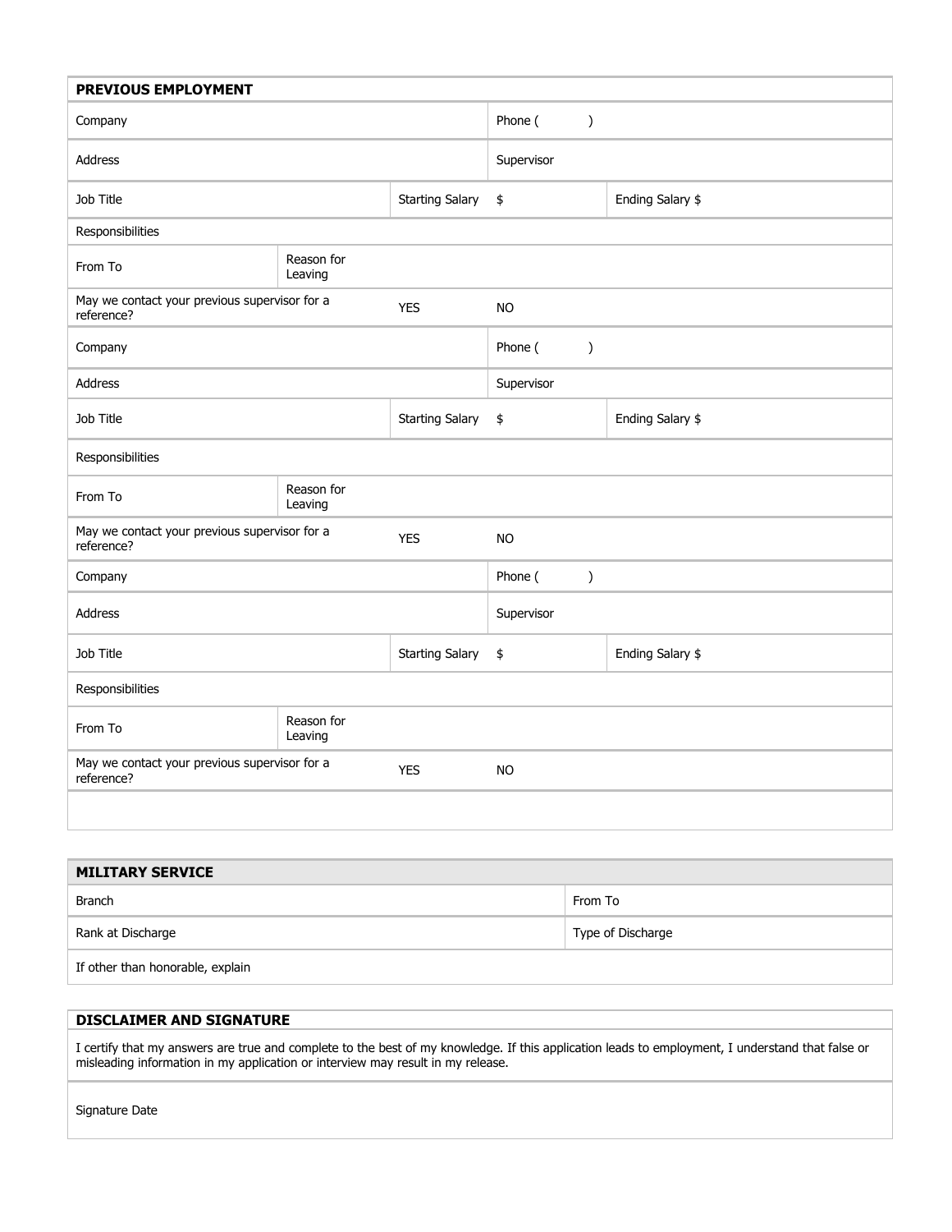## PREVIOUS EMPLOYMENT

| | | | | |
|---|---|---|---|---|
| Company | | | Phone ( ) | |
| Address | | | Supervisor | |
| Job Title | | Starting Salary | $ | Ending Salary $ |
| Responsibilities | | | | |
| From To | Reason for Leaving | | | |
| May we contact your previous supervisor for a reference? | | YES | NO | |
| Company | | | Phone ( ) | |
| Address | | | Supervisor | |
| Job Title | | Starting Salary | $ | Ending Salary $ |
| Responsibilities | | | | |
| From To | Reason for Leaving | | | |
| May we contact your previous supervisor for a reference? | | YES | NO | |
| Company | | | Phone ( ) | |
| Address | | | Supervisor | |
| Job Title | | Starting Salary | $ | Ending Salary $ |
| Responsibilities | | | | |
| From To | Reason for Leaving | | | |
| May we contact your previous supervisor for a reference? | | YES | NO | |

## MILITARY SERVICE

| | |
|---|---|
| Branch | From To |
| Rank at Discharge | Type of Discharge |
| If other than honorable, explain | |

## DISCLAIMER AND SIGNATURE

I certify that my answers are true and complete to the best of my knowledge. If this application leads to employment, I understand that false or misleading information in my application or interview may result in my release.

Signature Date